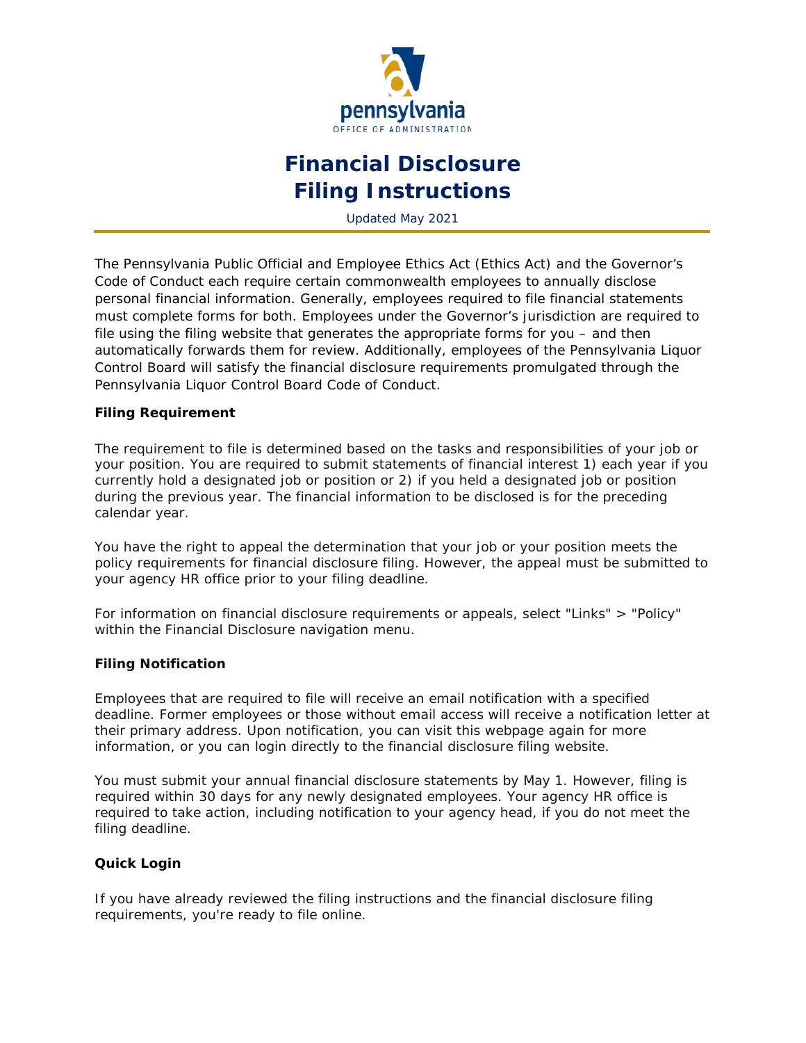# Financial Disclosure Filing Instructions

Updated May 2021

The Pennsylvania Public Official and Employee Ethics Act (Ethics Act) and the Governor's Code of Conduct each require certain commonwealth employees to annually disclose personal financial information. Generally, employees required to file financial statements must complete forms for both. Employees under the Governor's jurisdiction are required to file using the filing website that generates the appropriate forms for you – and then automatically forwards them for review. Additionally, employees of the Pennsylvania Liquor Control Board will satisfy the financial disclosure requirements promulgated through the Pennsylvania Liquor Control Board Code of Conduct.

**Filing Requirement**

The requirement to file is determined based on the tasks and responsibilities of your job or your position. You are required to submit statements of financial interest 1) each year if you currently hold a designated job or position or 2) if you held a designated job or position during the previous year. The financial information to be disclosed is for the preceding calendar year.

You have the right to appeal the determination that your job or your position meets the policy requirements for financial disclosure filing. However, the appeal must be submitted to your agency HR office prior to your filing deadline.

For information on financial disclosure requirements or appeals, select "Links" > "Policy" within the Financial Disclosure navigation menu.

**Filing Notification**

Employees that are required to file will receive an email notification with a specified deadline. Former employees or those without email access will receive a notification letter at their primary address. Upon notification, you can visit this webpage again for more information, or you can login directly to the financial disclosure filing website.

You must submit your annual financial disclosure statements by May 1. However, filing is required within 30 days for any newly designated employees. Your agency HR office is required to take action, including notification to your agency head, if you do not meet the filing deadline.

**Quick Login**

If you have already reviewed the filing instructions and the financial disclosure filing requirements, you're ready to file online.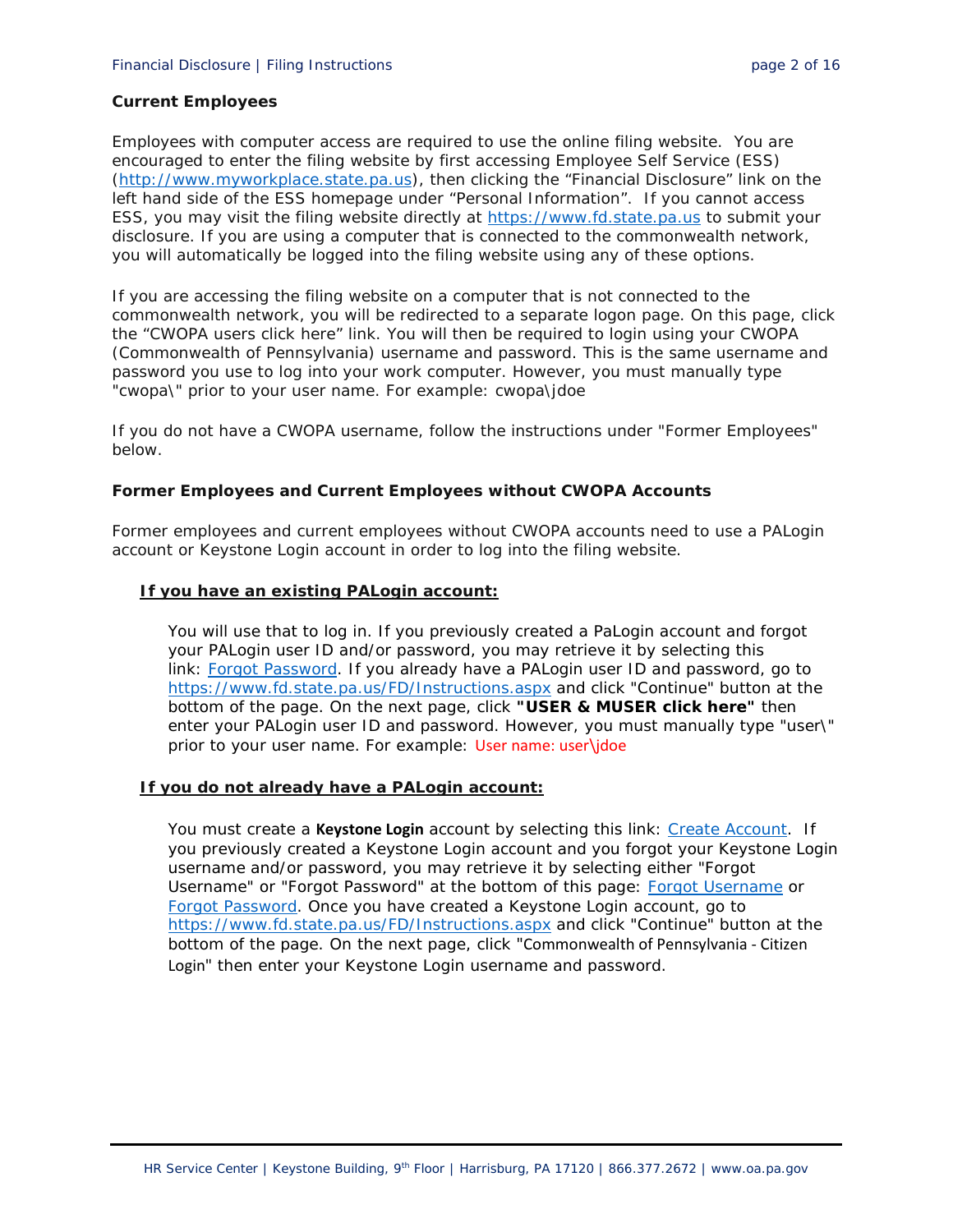**Current Employees**

Employees with computer access are required to use the online filing website. You are encouraged to enter the filing website by first accessing Employee Self Service (ESS) (http://www.myworkplace.state.pa.us), then clicking the “Financial Disclosure” link on the left hand side of the ESS homepage under “Personal Information”. If you cannot access ESS, you may visit the filing website directly at https://www.fd.state.pa.us to submit your disclosure. If you are using a computer that is connected to the commonwealth network, you will automatically be logged into the filing website using any of these options.

If you are accessing the filing website on a computer that is not connected to the commonwealth network, you will be redirected to a separate logon page. On this page, click the “CWOPA users click here” link. You will then be required to login using your CWOPA (Commonwealth of Pennsylvania) username and password. This is the same username and password you use to log into your work computer. However, you must manually type "cwopa\" prior to your user name. For example: cwopa\jdoe

If you do not have a CWOPA username, follow the instructions under "Former Employees" below.

**Former Employees and Current Employees without CWOPA Accounts**

Former employees and current employees without CWOPA accounts need to use a PALogin account or Keystone Login account in order to log into the filing website.

**<u>If you have an existing PALogin account:</u>**

You will use that to log in. If you previously created a PaLogin account and forgot your PALogin user ID and/or password, you may retrieve it by selecting this link: Forgot Password. If you already have a PALogin user ID and password, go to https://www.fd.state.pa.us/FD/Instructions.aspx and click "Continue" button at the bottom of the page. On the next page, click **"USER & MUSER click here"** then enter your PALogin user ID and password. However, you must manually type "user\" prior to your user name. For example: User name: user\jdoe

**<u>If you do not already have a PALogin account:</u>**

You must create a **Keystone Login** account by selecting this link: Create Account. If you previously created a Keystone Login account and you forgot your Keystone Login username and/or password, you may retrieve it by selecting either "Forgot Username" or "Forgot Password" at the bottom of this page: Forgot Username or Forgot Password. Once you have created a Keystone Login account, go to https://www.fd.state.pa.us/FD/Instructions.aspx and click "Continue" button at the bottom of the page. On the next page, click "Commonwealth of Pennsylvania - Citizen Login" then enter your Keystone Login username and password.

HR Service Center | Keystone Building, 9th Floor | Harrisburg, PA 17120 | 866.377.2672 | www.oa.pa.gov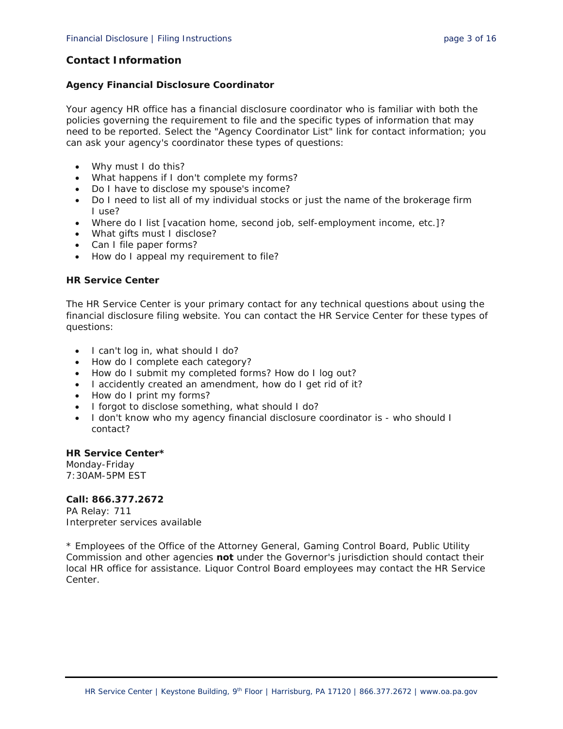## Contact Information

### Agency Financial Disclosure Coordinator

Your agency HR office has a financial disclosure coordinator who is familiar with both the policies governing the requirement to file and the specific types of information that may need to be reported. Select the "Agency Coordinator List" link for contact information; you can ask your agency's coordinator these types of questions:

- Why must I do this?
- What happens if I don't complete my forms?
- Do I have to disclose my spouse's income?
- Do I need to list all of my individual stocks or just the name of the brokerage firm I use?
- Where do I list [vacation home, second job, self-employment income, etc.]?
- What gifts must I disclose?
- Can I file paper forms?
- How do I appeal my requirement to file?

### HR Service Center

The HR Service Center is your primary contact for any technical questions about using the financial disclosure filing website. You can contact the HR Service Center for these types of questions:

- I can't log in, what should I do?
- How do I complete each category?
- How do I submit my completed forms? How do I log out?
- I accidently created an amendment, how do I get rid of it?
- How do I print my forms?
- I forgot to disclose something, what should I do?
- I don't know who my agency financial disclosure coordinator is - who should I contact?

**HR Service Center***
Monday-Friday
7:30AM-5PM EST

**Call: 866.377.2672**
PA Relay: 711
Interpreter services available

* Employees of the Office of the Attorney General, Gaming Control Board, Public Utility Commission and other agencies **not** under the Governor's jurisdiction should contact their local HR office for assistance. Liquor Control Board employees may contact the HR Service Center.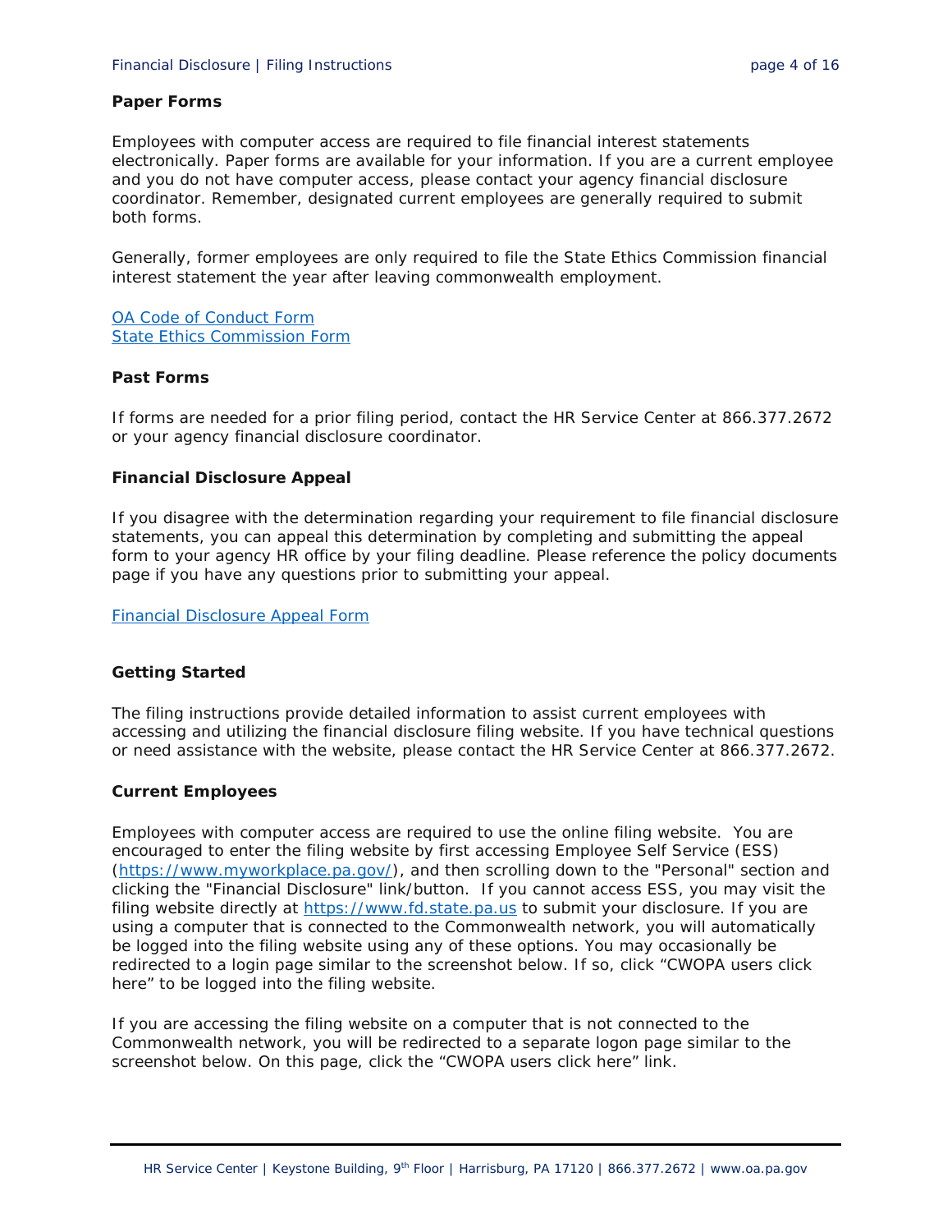**Paper Forms**

Employees with computer access are required to file financial interest statements electronically. Paper forms are available for your information. If you are a current employee and you do not have computer access, please contact your agency financial disclosure coordinator. Remember, designated current employees are generally required to submit both forms.

Generally, former employees are only required to file the State Ethics Commission financial interest statement the year after leaving commonwealth employment.

OA Code of Conduct Form
State Ethics Commission Form

**Past Forms**

If forms are needed for a prior filing period, contact the HR Service Center at 866.377.2672 or your agency financial disclosure coordinator.

**Financial Disclosure Appeal**

If you disagree with the determination regarding your requirement to file financial disclosure statements, you can appeal this determination by completing and submitting the appeal form to your agency HR office by your filing deadline. Please reference the policy documents page if you have any questions prior to submitting your appeal.

Financial Disclosure Appeal Form

**Getting Started**

The filing instructions provide detailed information to assist current employees with accessing and utilizing the financial disclosure filing website. If you have technical questions or need assistance with the website, please contact the HR Service Center at 866.377.2672.

**Current Employees**

Employees with computer access are required to use the online filing website. You are encouraged to enter the filing website by first accessing Employee Self Service (ESS) (https://www.myworkplace.pa.gov/), and then scrolling down to the "Personal" section and clicking the "Financial Disclosure" link/button. If you cannot access ESS, you may visit the filing website directly at https://www.fd.state.pa.us to submit your disclosure. If you are using a computer that is connected to the Commonwealth network, you will automatically be logged into the filing website using any of these options. You may occasionally be redirected to a login page similar to the screenshot below. If so, click "CWOPA users click here" to be logged into the filing website.

If you are accessing the filing website on a computer that is not connected to the Commonwealth network, you will be redirected to a separate logon page similar to the screenshot below. On this page, click the "CWOPA users click here" link.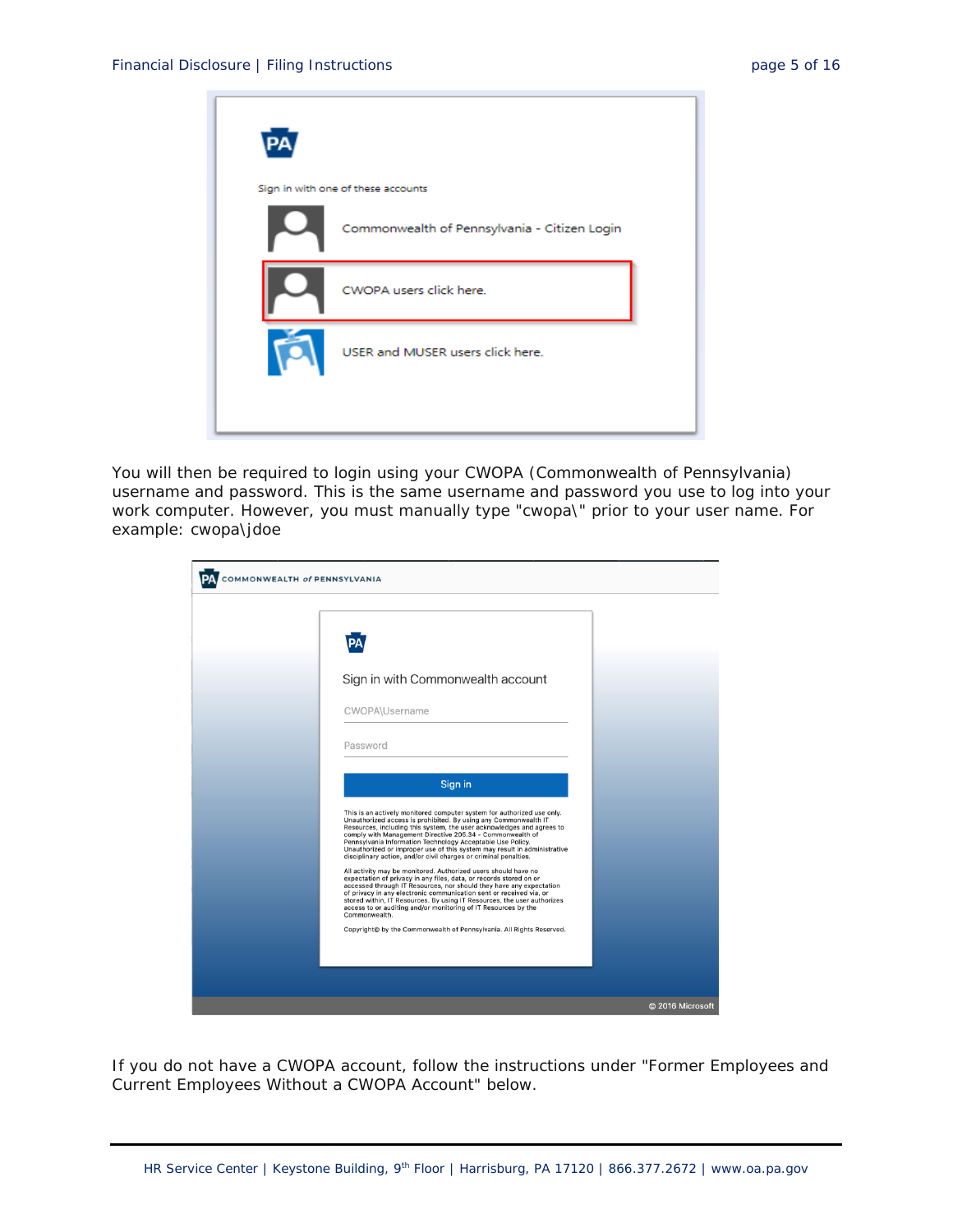You will then be required to login using your CWOPA (Commonwealth of Pennsylvania) username and password. This is the same username and password you use to log into your work computer. However, you must manually type "cwopa\" prior to your user name. For example: cwopa\jdoe

If you do not have a CWOPA account, follow the instructions under "Former Employees and Current Employees Without a CWOPA Account" below.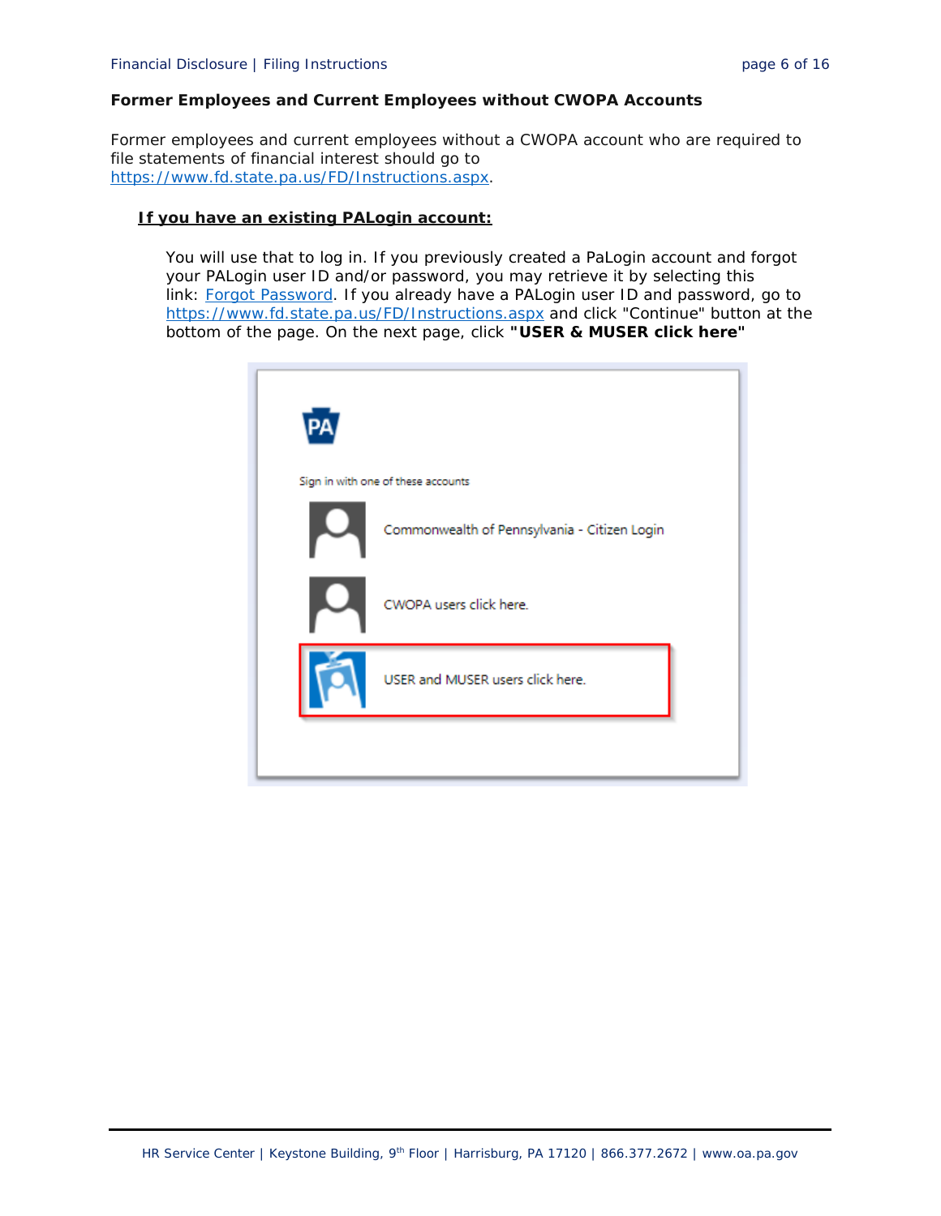**Former Employees and Current Employees without CWOPA Accounts**

Former employees and current employees without a CWOPA account who are required to file statements of financial interest should go to https://www.fd.state.pa.us/FD/Instructions.aspx.

**If you have an existing PALogin account:**

You will use that to log in. If you previously created a PaLogin account and forgot your PALogin user ID and/or password, you may retrieve it by selecting this link: Forgot Password. If you already have a PALogin user ID and password, go to https://www.fd.state.pa.us/FD/Instructions.aspx and click "Continue" button at the bottom of the page. On the next page, click **"USER & MUSER click here"**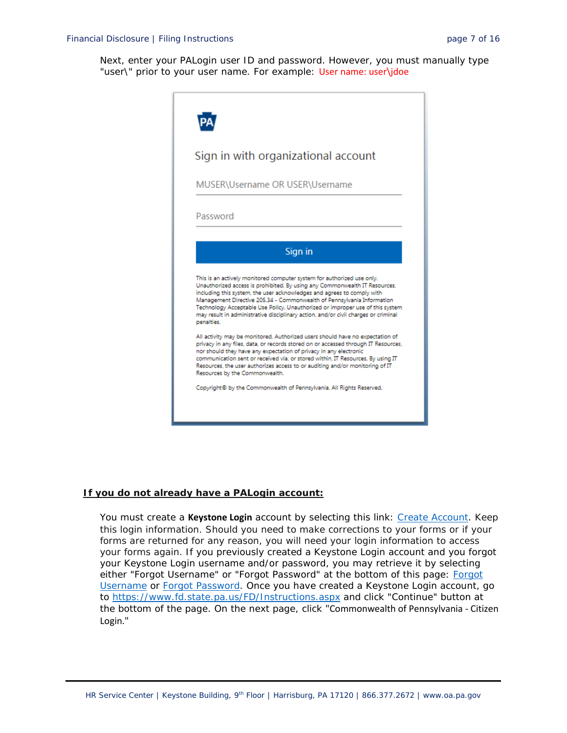Next, enter your PALogin user ID and password. However, you must manually type "user\" prior to your user name. For example: User name: user\jdoe

Sign in with organizational account

MUSER\Username OR USER\Username

Password

Sign in

This is an actively monitored computer system for authorized use only. Unauthorized access is prohibited. By using any Commonwealth IT Resources, including this system, the user acknowledges and agrees to comply with Management Directive 205.34 - Commonwealth of Pennsylvania Information Technology Acceptable Use Policy. Unauthorized or improper use of this system may result in administrative disciplinary action, and/or civil charges or criminal penalties.

All activity may be monitored. Authorized users should have no expectation of privacy in any files, data, or records stored on or accessed through IT Resources, nor should they have any expectation of privacy in any electronic communication sent or received via, or stored within, IT Resources. By using IT Resources, the user authorizes access to or auditing and/or monitoring of IT Resources by the Commonwealth.

Copyright© by the Commonwealth of Pennsylvania. All Rights Reserved.

**If you do not already have a PALogin account:**

You must create a **Keystone Login** account by selecting this link: Create Account. Keep this login information. Should you need to make corrections to your forms or if your forms are returned for any reason, you will need your login information to access your forms again. If you previously created a Keystone Login account and you forgot your Keystone Login username and/or password, you may retrieve it by selecting either "Forgot Username" or "Forgot Password" at the bottom of this page: Forgot Username or Forgot Password. Once you have created a Keystone Login account, go to https://www.fd.state.pa.us/FD/Instructions.aspx and click "Continue" button at the bottom of the page. On the next page, click "Commonwealth of Pennsylvania - Citizen Login."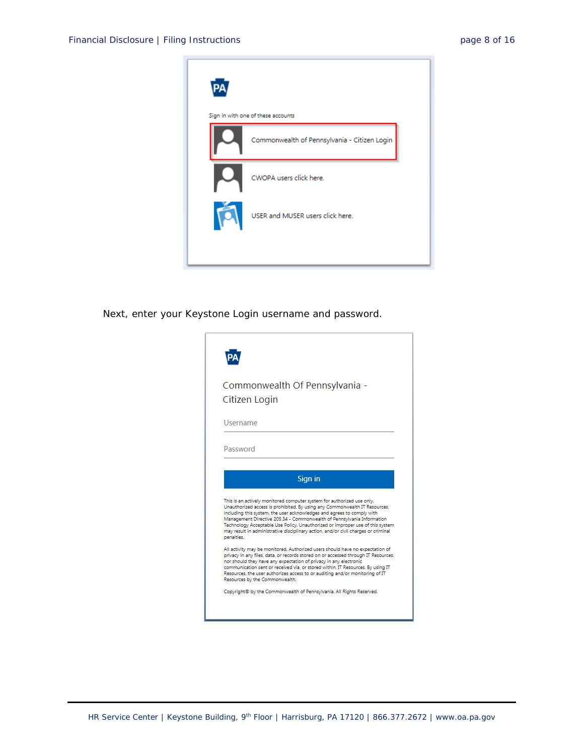Sign in with one of these accounts

Commonwealth of Pennsylvania - Citizen Login

CWOPA users click here.

USER and MUSER users click here.

Next, enter your Keystone Login username and password.

Commonwealth Of Pennsylvania - Citizen Login

Username

Password

Sign in

This is an actively monitored computer system for authorized use only. Unauthorized access is prohibited. By using any Commonwealth IT Resources, including this system, the user acknowledges and agrees to comply with Management Directive 205.34 - Commonwealth of Pennsylvania Information Technology Acceptable Use Policy. Unauthorized or improper use of this system may result in administrative disciplinary action, and/or civil charges or criminal penalties.

All activity may be monitored. Authorized users should have no expectation of privacy in any files, data, or records stored on or accessed through IT Resources, nor should they have any expectation of privacy in any electronic communication sent or received via, or stored within, IT Resources. By using IT Resources, the user authorizes access to or auditing and/or monitoring of IT Resources by the Commonwealth.

Copyright© by the Commonwealth of Pennsylvania. All Rights Reserved.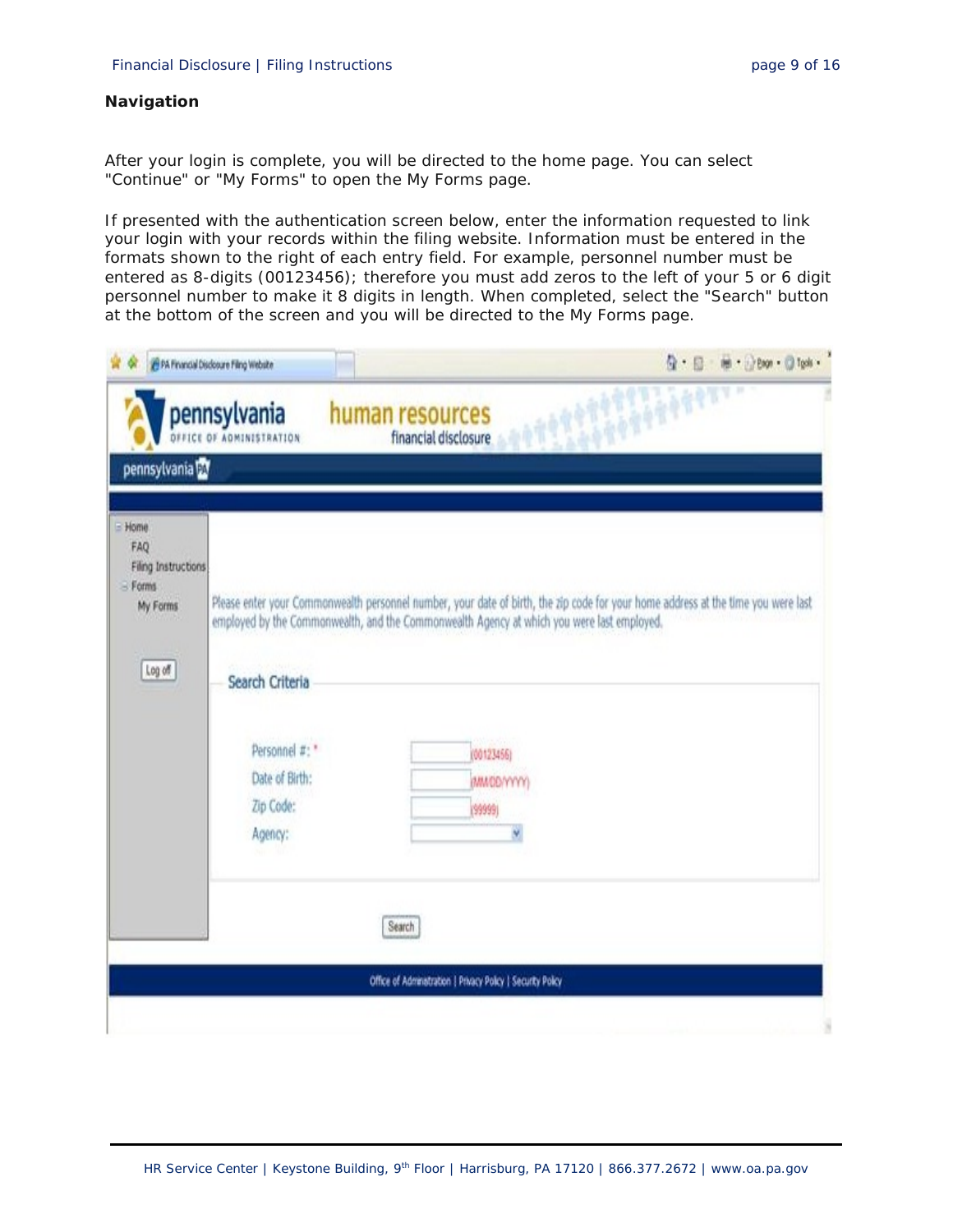## Navigation

After your login is complete, you will be directed to the home page. You can select "Continue" or "My Forms" to open the My Forms page.

If presented with the authentication screen below, enter the information requested to link your login with your records within the filing website. Information must be entered in the formats shown to the right of each entry field. For example, personnel number must be entered as 8-digits (00123456); therefore you must add zeros to the left of your 5 or 6 digit personnel number to make it 8 digits in length. When completed, select the "Search" button at the bottom of the screen and you will be directed to the My Forms page.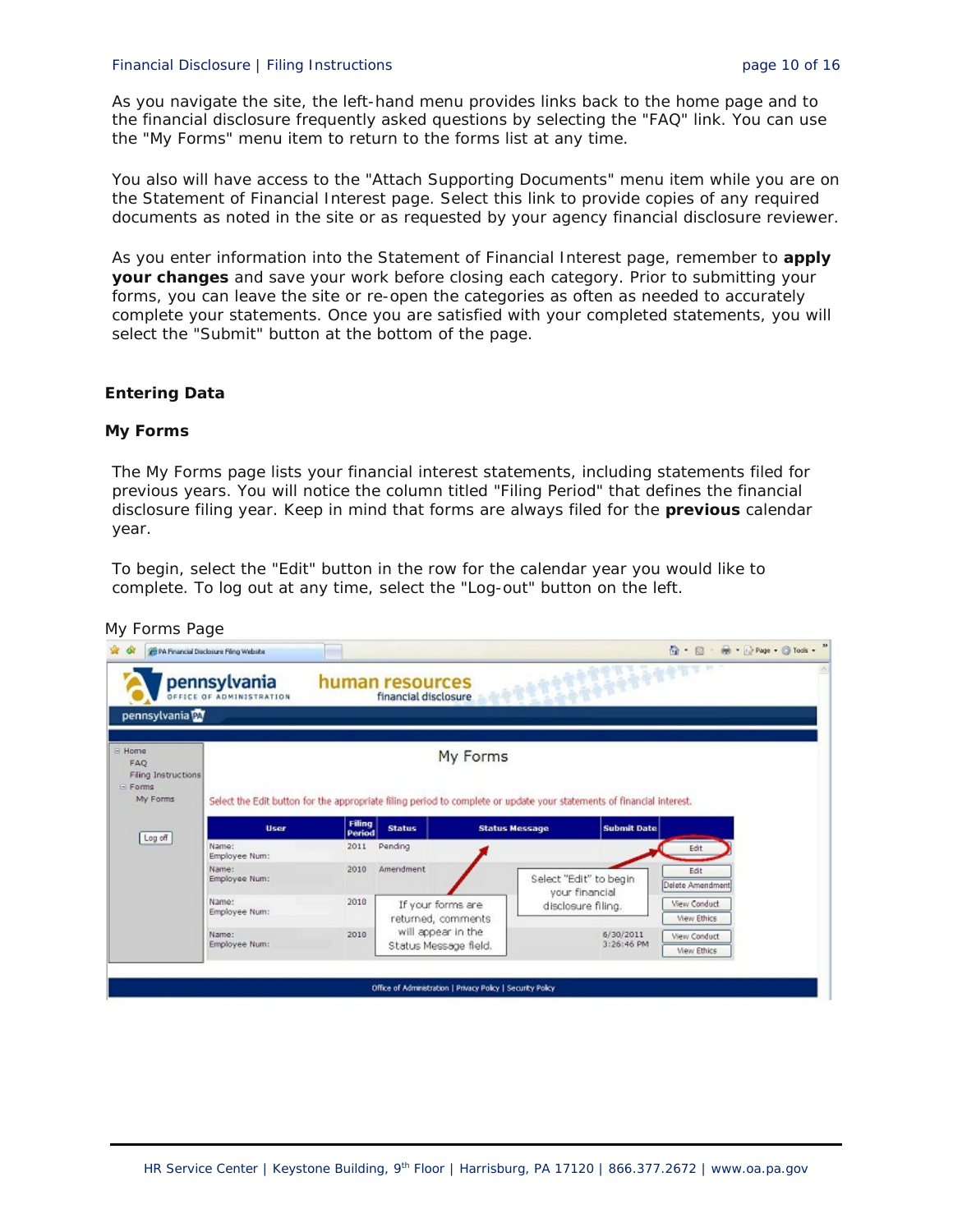As you navigate the site, the left-hand menu provides links back to the home page and to the financial disclosure frequently asked questions by selecting the "FAQ" link. You can use the "My Forms" menu item to return to the forms list at any time.

You also will have access to the "Attach Supporting Documents" menu item while you are on the Statement of Financial Interest page. Select this link to provide copies of any required documents as noted in the site or as requested by your agency financial disclosure reviewer.

As you enter information into the Statement of Financial Interest page, remember to **apply your changes** and save your work before closing each category. Prior to submitting your forms, you can leave the site or re-open the categories as often as needed to accurately complete your statements. Once you are satisfied with your completed statements, you will select the "Submit" button at the bottom of the page.

## Entering Data

### My Forms

The My Forms page lists your financial interest statements, including statements filed for previous years. You will notice the column titled "Filing Period" that defines the financial disclosure filing year. Keep in mind that forms are always filed for the **previous** calendar year.

To begin, select the "Edit" button in the row for the calendar year you would like to complete. To log out at any time, select the "Log-out" button on the left.

My Forms Page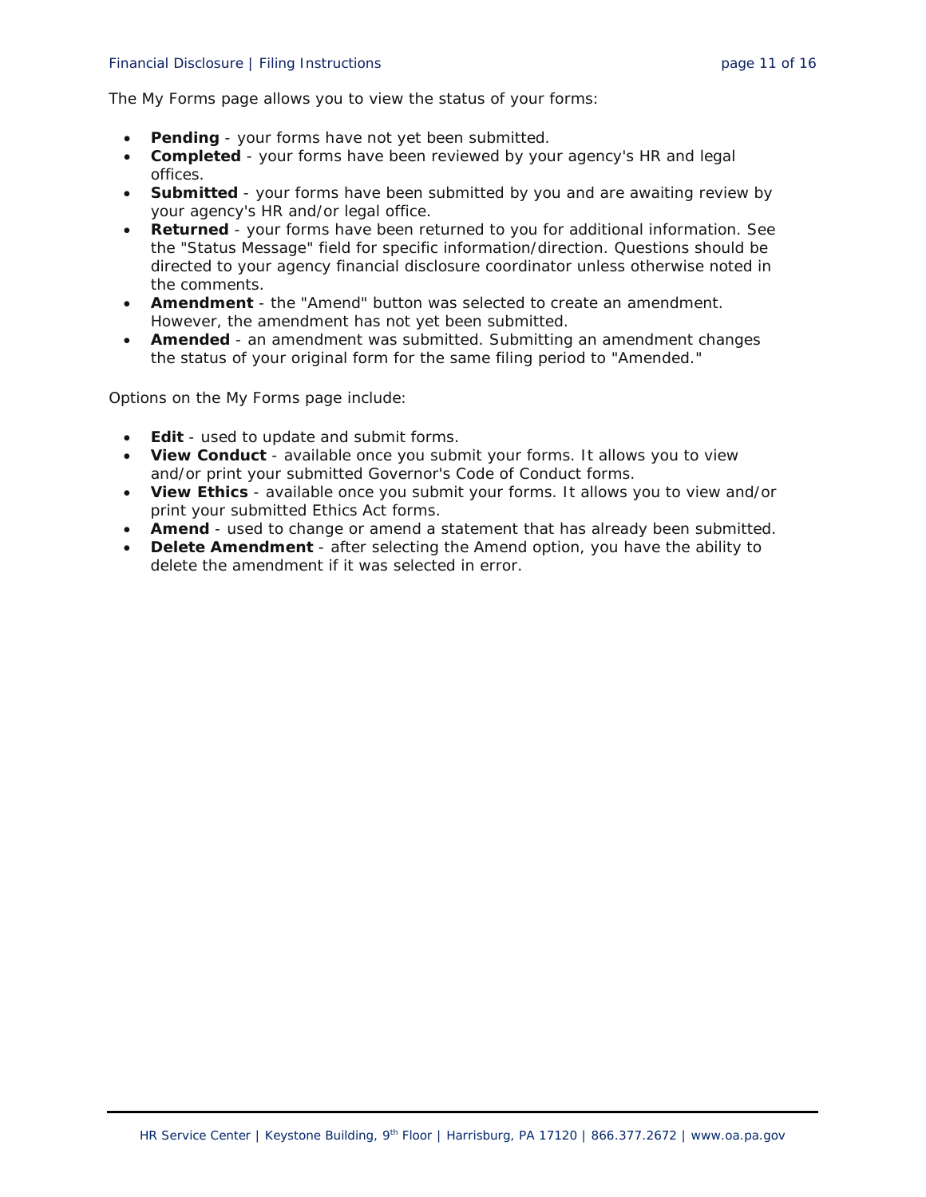The My Forms page allows you to view the status of your forms:

- **Pending** - your forms have not yet been submitted.
- **Completed** - your forms have been reviewed by your agency's HR and legal offices.
- **Submitted** - your forms have been submitted by you and are awaiting review by your agency's HR and/or legal office.
- **Returned** - your forms have been returned to you for additional information. See the "Status Message" field for specific information/direction. Questions should be directed to your agency financial disclosure coordinator unless otherwise noted in the comments.
- **Amendment** - the "Amend" button was selected to create an amendment. However, the amendment has not yet been submitted.
- **Amended** - an amendment was submitted. Submitting an amendment changes the status of your original form for the same filing period to "Amended."

Options on the My Forms page include:

- **Edit** - used to update and submit forms.
- **View Conduct** - available once you submit your forms. It allows you to view and/or print your submitted Governor's Code of Conduct forms.
- **View Ethics** - available once you submit your forms. It allows you to view and/or print your submitted Ethics Act forms.
- **Amend** - used to change or amend a statement that has already been submitted.
- **Delete Amendment** - after selecting the Amend option, you have the ability to delete the amendment if it was selected in error.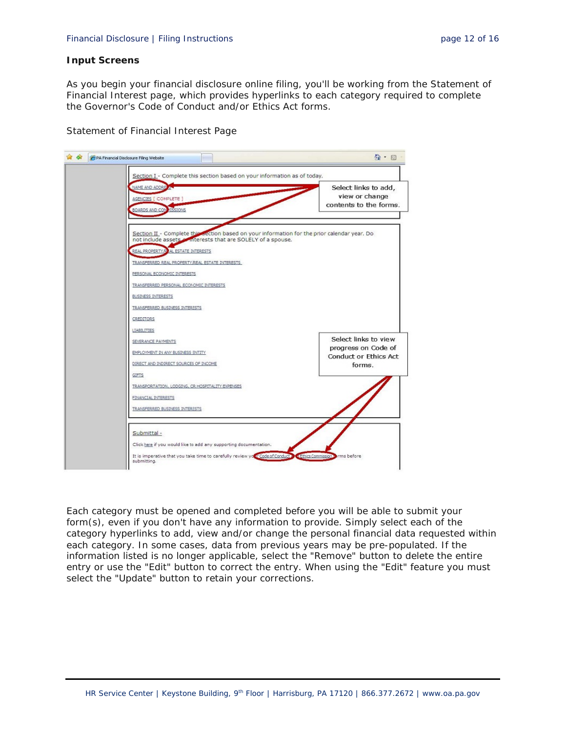**Input Screens**

As you begin your financial disclosure online filing, you'll be working from the Statement of Financial Interest page, which provides hyperlinks to each category required to complete the Governor's Code of Conduct and/or Ethics Act forms.

Statement of Financial Interest Page

Each category must be opened and completed before you will be able to submit your form(s), even if you don't have any information to provide. Simply select each of the category hyperlinks to add, view and/or change the personal financial data requested within each category. In some cases, data from previous years may be pre-populated. If the information listed is no longer applicable, select the "Remove" button to delete the entire entry or use the "Edit" button to correct the entry. When using the "Edit" feature you must select the "Update" button to retain your corrections.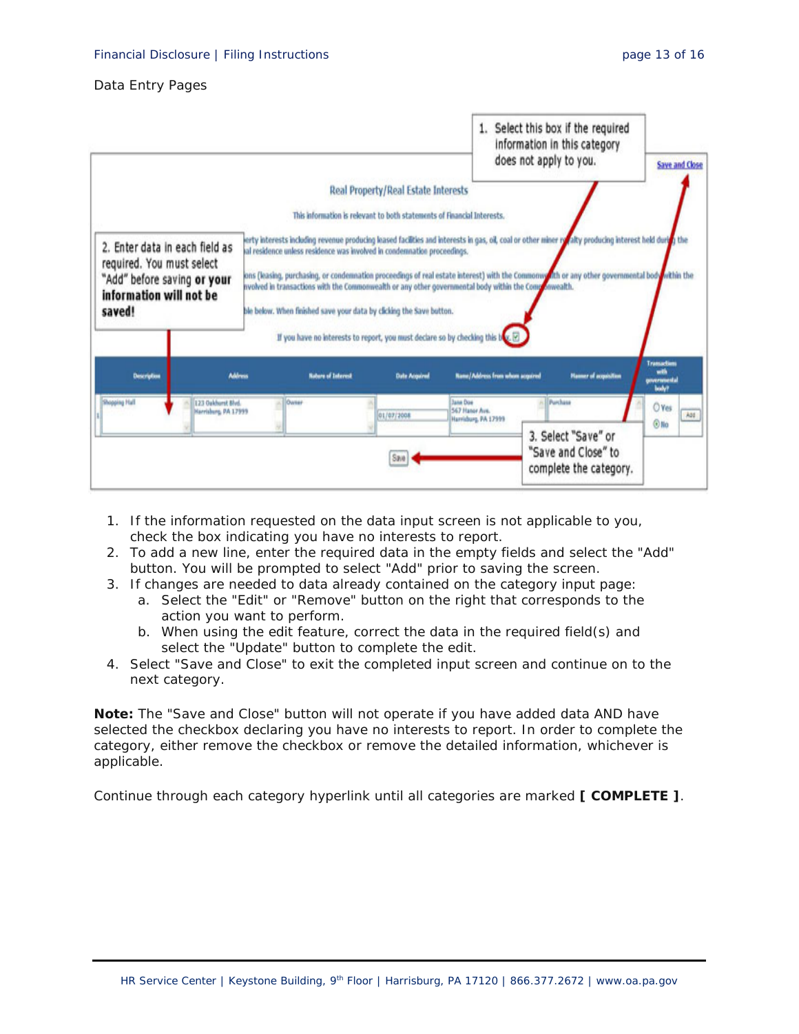Data Entry Pages

1. If the information requested on the data input screen is not applicable to you, check the box indicating you have no interests to report.
2. To add a new line, enter the required data in the empty fields and select the "Add" button. You will be prompted to select "Add" prior to saving the screen.
3. If changes are needed to data already contained on the category input page:
   a. Select the "Edit" or "Remove" button on the right that corresponds to the action you want to perform.
   b. When using the edit feature, correct the data in the required field(s) and select the "Update" button to complete the edit.
4. Select "Save and Close" to exit the completed input screen and continue on to the next category.

**Note:** The "Save and Close" button will not operate if you have added data AND have selected the checkbox declaring you have no interests to report. In order to complete the category, either remove the checkbox or remove the detailed information, whichever is applicable.

Continue through each category hyperlink until all categories are marked **[ COMPLETE ]**.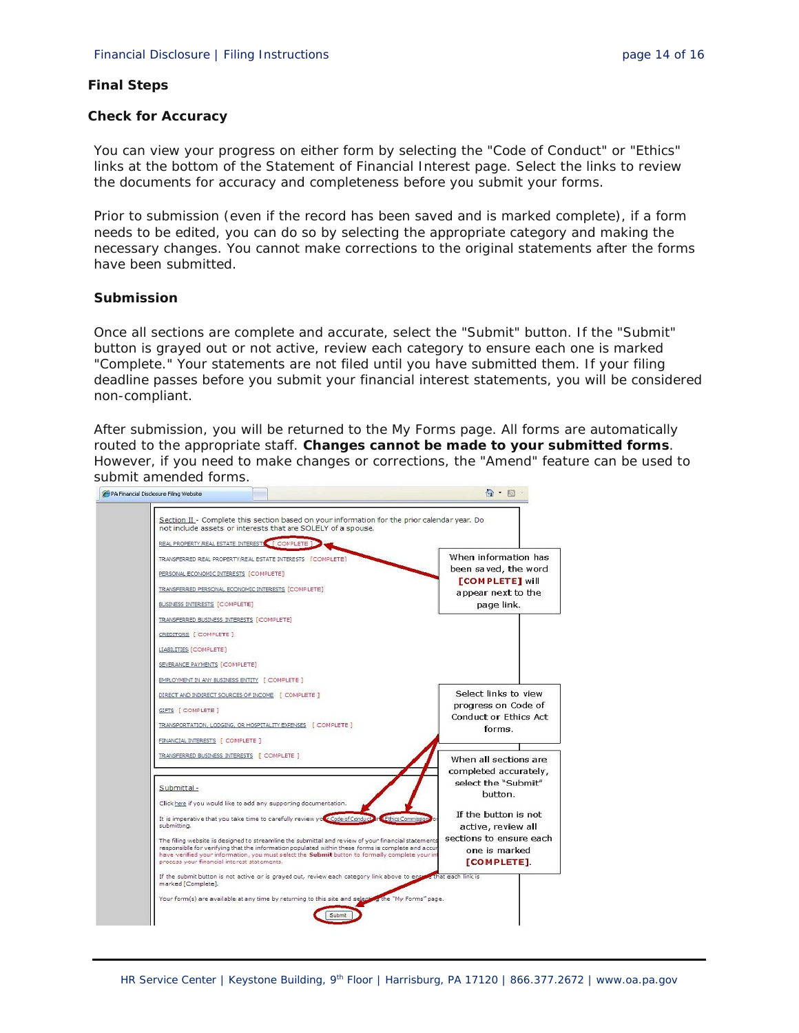## Final Steps

### Check for Accuracy

You can view your progress on either form by selecting the "Code of Conduct" or "Ethics" links at the bottom of the Statement of Financial Interest page. Select the links to review the documents for accuracy and completeness before you submit your forms.

Prior to submission (even if the record has been saved and is marked complete), if a form needs to be edited, you can do so by selecting the appropriate category and making the necessary changes. You cannot make corrections to the original statements after the forms have been submitted.

### Submission

Once all sections are complete and accurate, select the "Submit" button. If the "Submit" button is grayed out or not active, review each category to ensure each one is marked "Complete." Your statements are not filed until you have submitted them. If your filing deadline passes before you submit your financial interest statements, you will be considered non-compliant.

After submission, you will be returned to the My Forms page. All forms are automatically routed to the appropriate staff. **Changes cannot be made to your submitted forms**. However, if you need to make changes or corrections, the "Amend" feature can be used to submit amended forms.

When information has been saved, the word **[COMPLETE]** will appear next to the page link.

Select links to view progress on Code of Conduct or Ethics Act forms.

When all sections are completed accurately, select the "Submit" button.

If the button is not active, review all sections to ensure each one is marked **[COMPLETE]**.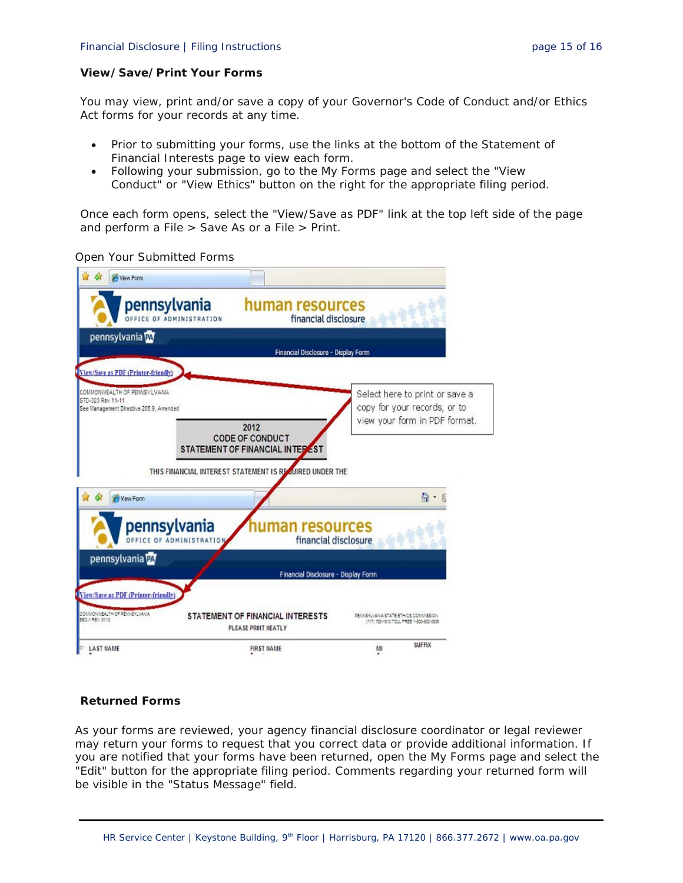### View/Save/Print Your Forms

You may view, print and/or save a copy of your Governor's Code of Conduct and/or Ethics Act forms for your records at any time.

- Prior to submitting your forms, use the links at the bottom of the Statement of Financial Interests page to view each form.
- Following your submission, go to the My Forms page and select the "View Conduct" or "View Ethics" button on the right for the appropriate filing period.

Once each form opens, select the "View/Save as PDF" link at the top left side of the page and perform a File > Save As or a File > Print.

Open Your Submitted Forms

### Returned Forms

As your forms are reviewed, your agency financial disclosure coordinator or legal reviewer may return your forms to request that you correct data or provide additional information. If you are notified that your forms have been returned, open the My Forms page and select the "Edit" button for the appropriate filing period. Comments regarding your returned form will be visible in the "Status Message" field.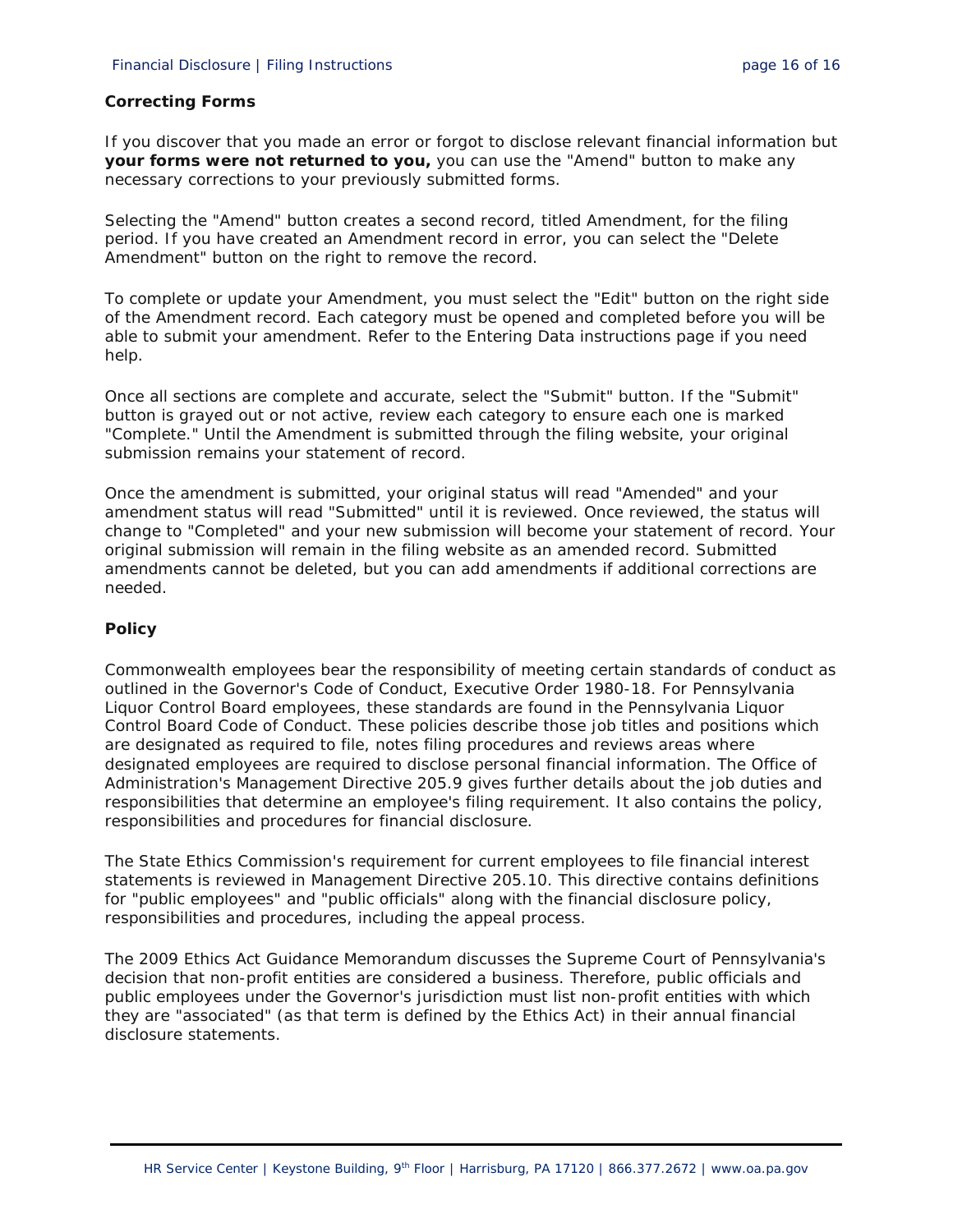### Correcting Forms

If you discover that you made an error or forgot to disclose relevant financial information but **your forms were not returned to you,** you can use the "Amend" button to make any necessary corrections to your previously submitted forms.

Selecting the "Amend" button creates a second record, titled Amendment, for the filing period. If you have created an Amendment record in error, you can select the "Delete Amendment" button on the right to remove the record.

To complete or update your Amendment, you must select the "Edit" button on the right side of the Amendment record. Each category must be opened and completed before you will be able to submit your amendment. Refer to the Entering Data instructions page if you need help.

Once all sections are complete and accurate, select the "Submit" button. If the "Submit" button is grayed out or not active, review each category to ensure each one is marked "Complete." Until the Amendment is submitted through the filing website, your original submission remains your statement of record.

Once the amendment is submitted, your original status will read "Amended" and your amendment status will read "Submitted" until it is reviewed. Once reviewed, the status will change to "Completed" and your new submission will become your statement of record. Your original submission will remain in the filing website as an amended record. Submitted amendments cannot be deleted, but you can add amendments if additional corrections are needed.

### Policy

Commonwealth employees bear the responsibility of meeting certain standards of conduct as outlined in the Governor's Code of Conduct, Executive Order 1980-18. For Pennsylvania Liquor Control Board employees, these standards are found in the Pennsylvania Liquor Control Board Code of Conduct. These policies describe those job titles and positions which are designated as required to file, notes filing procedures and reviews areas where designated employees are required to disclose personal financial information. The Office of Administration's Management Directive 205.9 gives further details about the job duties and responsibilities that determine an employee's filing requirement. It also contains the policy, responsibilities and procedures for financial disclosure.

The State Ethics Commission's requirement for current employees to file financial interest statements is reviewed in Management Directive 205.10. This directive contains definitions for "public employees" and "public officials" along with the financial disclosure policy, responsibilities and procedures, including the appeal process.

The 2009 Ethics Act Guidance Memorandum discusses the Supreme Court of Pennsylvania's decision that non-profit entities are considered a business. Therefore, public officials and public employees under the Governor's jurisdiction must list non-profit entities with which they are "associated" (as that term is defined by the Ethics Act) in their annual financial disclosure statements.